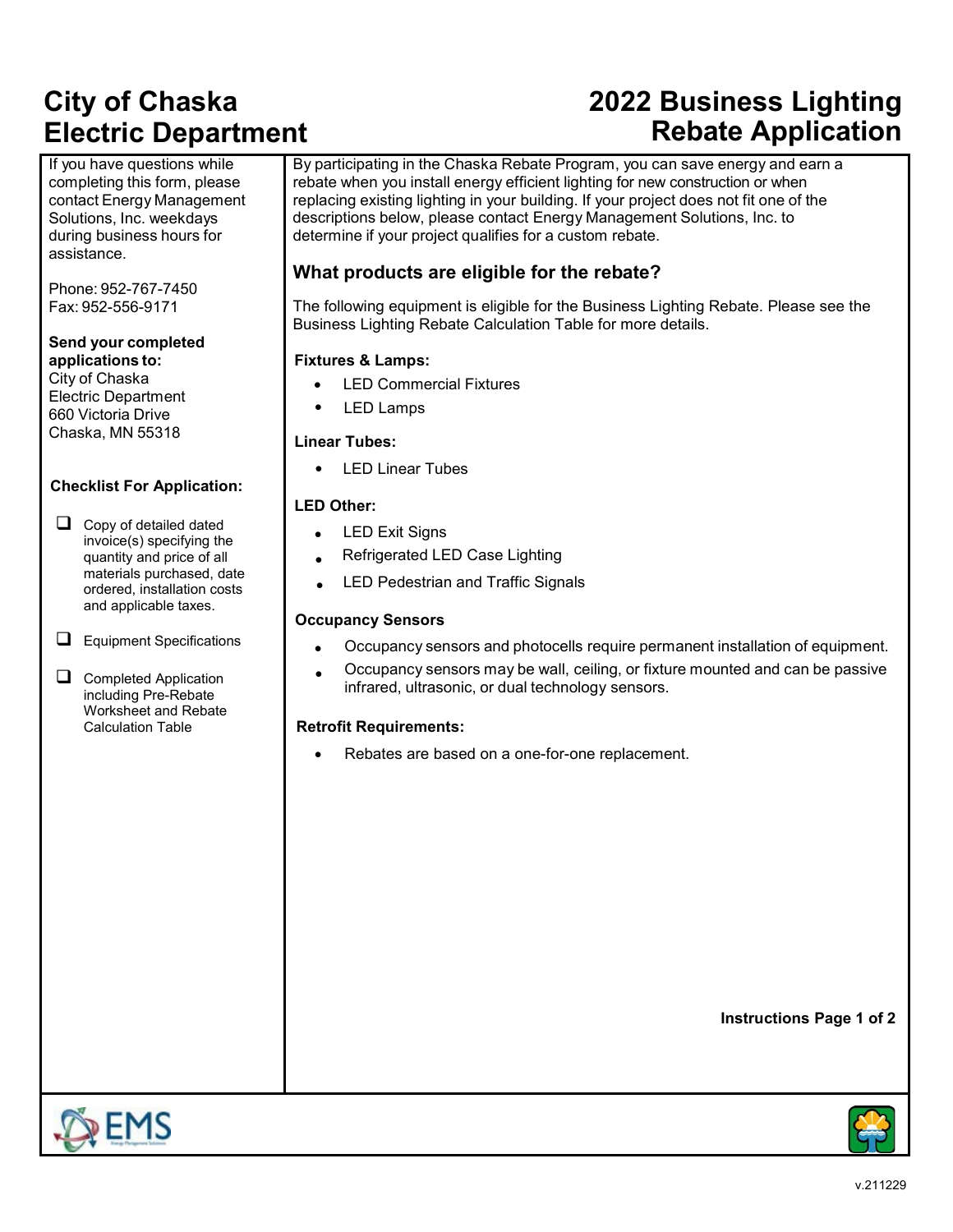# City of Chaska Electric Department

# 2022 Business Lighting Rebate Application

If you have questions while completing this form, please contact Energy Management Solutions, Inc. weekdays during business hours for assistance.

Phone: 952-767-7450
Fax: 952-556-9171

**Send your completed applications to:**
City of Chaska
Electric Department
660 Victoria Drive
Chaska, MN 55318

**Checklist For Application:**

- ☐ Copy of detailed dated invoice(s) specifying the quantity and price of all materials purchased, date ordered, installation costs and applicable taxes.
- ☐ Equipment Specifications
- ☐ Completed Application including Pre-Rebate Worksheet and Rebate Calculation Table

By participating in the Chaska Rebate Program, you can save energy and earn a rebate when you install energy efficient lighting for new construction or when replacing existing lighting in your building. If your project does not fit one of the descriptions below, please contact Energy Management Solutions, Inc. to determine if your project qualifies for a custom rebate.

## What products are eligible for the rebate?

The following equipment is eligible for the Business Lighting Rebate. Please see the Business Lighting Rebate Calculation Table for more details.

**Fixtures & Lamps:**

- LED Commercial Fixtures
- LED Lamps

**Linear Tubes:**

- LED Linear Tubes

**LED Other:**

- LED Exit Signs
- Refrigerated LED Case Lighting
- LED Pedestrian and Traffic Signals

**Occupancy Sensors**

- Occupancy sensors and photocells require permanent installation of equipment.
- Occupancy sensors may be wall, ceiling, or fixture mounted and can be passive infrared, ultrasonic, or dual technology sensors.

**Retrofit Requirements:**

- Rebates are based on a one-for-one replacement.

**Instructions Page 1 of 2**

v.211229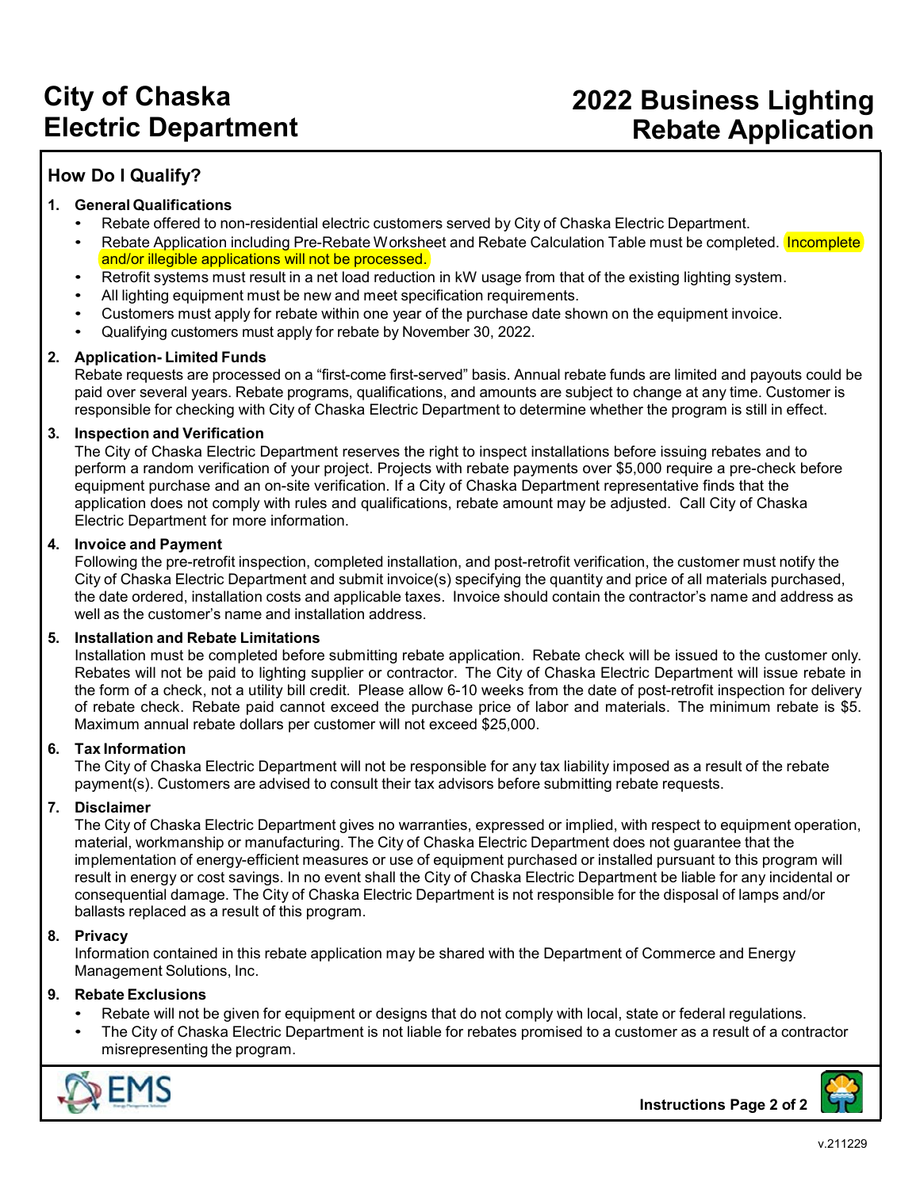# City of Chaska Electric Department

# 2022 Business Lighting Rebate Application

## How Do I Qualify?

1. **General Qualifications**
   - Rebate offered to non-residential electric customers served by City of Chaska Electric Department.
   - Rebate Application including Pre-Rebate Worksheet and Rebate Calculation Table must be completed. Incomplete and/or illegible applications will not be processed.
   - Retrofit systems must result in a net load reduction in kW usage from that of the existing lighting system.
   - All lighting equipment must be new and meet specification requirements.
   - Customers must apply for rebate within one year of the purchase date shown on the equipment invoice.
   - Qualifying customers must apply for rebate by November 30, 2022.

2. **Application- Limited Funds**

   Rebate requests are processed on a "first-come first-served" basis. Annual rebate funds are limited and payouts could be paid over several years. Rebate programs, qualifications, and amounts are subject to change at any time. Customer is responsible for checking with City of Chaska Electric Department to determine whether the program is still in effect.

3. **Inspection and Verification**

   The City of Chaska Electric Department reserves the right to inspect installations before issuing rebates and to perform a random verification of your project. Projects with rebate payments over $5,000 require a pre-check before equipment purchase and an on-site verification. If a City of Chaska Department representative finds that the application does not comply with rules and qualifications, rebate amount may be adjusted. Call City of Chaska Electric Department for more information.

4. **Invoice and Payment**

   Following the pre-retrofit inspection, completed installation, and post-retrofit verification, the customer must notify the City of Chaska Electric Department and submit invoice(s) specifying the quantity and price of all materials purchased, the date ordered, installation costs and applicable taxes. Invoice should contain the contractor's name and address as well as the customer's name and installation address.

5. **Installation and Rebate Limitations**

   Installation must be completed before submitting rebate application. Rebate check will be issued to the customer only. Rebates will not be paid to lighting supplier or contractor. The City of Chaska Electric Department will issue rebate in the form of a check, not a utility bill credit. Please allow 6-10 weeks from the date of post-retrofit inspection for delivery of rebate check. Rebate paid cannot exceed the purchase price of labor and materials. The minimum rebate is $5. Maximum annual rebate dollars per customer will not exceed $25,000.

6. **Tax Information**

   The City of Chaska Electric Department will not be responsible for any tax liability imposed as a result of the rebate payment(s). Customers are advised to consult their tax advisors before submitting rebate requests.

7. **Disclaimer**

   The City of Chaska Electric Department gives no warranties, expressed or implied, with respect to equipment operation, material, workmanship or manufacturing. The City of Chaska Electric Department does not guarantee that the implementation of energy-efficient measures or use of equipment purchased or installed pursuant to this program will result in energy or cost savings. In no event shall the City of Chaska Electric Department be liable for any incidental or consequential damage. The City of Chaska Electric Department is not responsible for the disposal of lamps and/or ballasts replaced as a result of this program.

8. **Privacy**

   Information contained in this rebate application may be shared with the Department of Commerce and Energy Management Solutions, Inc.

9. **Rebate Exclusions**
   - Rebate will not be given for equipment or designs that do not comply with local, state or federal regulations.
   - The City of Chaska Electric Department is not liable for rebates promised to a customer as a result of a contractor misrepresenting the program.

EMS

Instructions Page 2 of 2

v.211229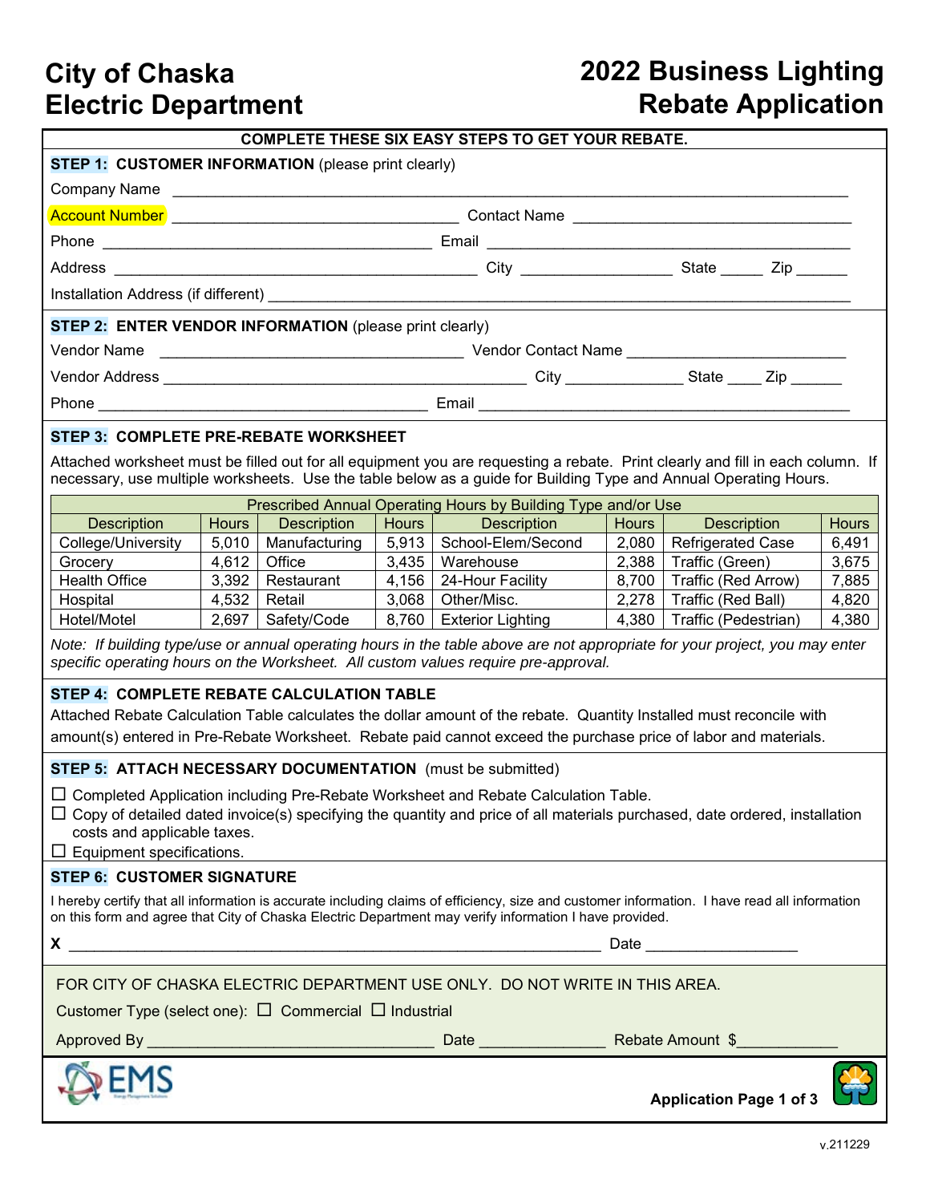# City of Chaska Electric Department

# 2022 Business Lighting Rebate Application

**COMPLETE THESE SIX EASY STEPS TO GET YOUR REBATE.**

## STEP 1: CUSTOMER INFORMATION (please print clearly)

Company Name ______________________________________________

Account Number ______________________ Contact Name ______________________

Phone ______________________ Email ______________________

Address ______________________ City __________ State _____ Zip ______

Installation Address (if different) ______________________________________________

## STEP 2: ENTER VENDOR INFORMATION (please print clearly)

Vendor Name ______________________ Vendor Contact Name ______________________

Vendor Address ______________________ City __________ State ____ Zip ______

Phone ______________________ Email ______________________

## STEP 3: COMPLETE PRE-REBATE WORKSHEET

Attached worksheet must be filled out for all equipment you are requesting a rebate. Print clearly and fill in each column. If necessary, use multiple worksheets. Use the table below as a guide for Building Type and Annual Operating Hours.

| Prescribed Annual Operating Hours by Building Type and/or Use | | | | | | | |
|---|---|---|---|---|---|---|---|
| Description | Hours | Description | Hours | Description | Hours | Description | Hours |
| College/University | 5,010 | Manufacturing | 5,913 | School-Elem/Second | 2,080 | Refrigerated Case | 6,491 |
| Grocery | 4,612 | Office | 3,435 | Warehouse | 2,388 | Traffic (Green) | 3,675 |
| Health Office | 3,392 | Restaurant | 4,156 | 24-Hour Facility | 8,700 | Traffic (Red Arrow) | 7,885 |
| Hospital | 4,532 | Retail | 3,068 | Other/Misc. | 2,278 | Traffic (Red Ball) | 4,820 |
| Hotel/Motel | 2,697 | Safety/Code | 8,760 | Exterior Lighting | 4,380 | Traffic (Pedestrian) | 4,380 |

*Note: If building type/use or annual operating hours in the table above are not appropriate for your project, you may enter specific operating hours on the Worksheet. All custom values require pre-approval.*

## STEP 4: COMPLETE REBATE CALCULATION TABLE

Attached Rebate Calculation Table calculates the dollar amount of the rebate. Quantity Installed must reconcile with amount(s) entered in Pre-Rebate Worksheet. Rebate paid cannot exceed the purchase price of labor and materials.

## STEP 5: ATTACH NECESSARY DOCUMENTATION (must be submitted)

- ☐ Completed Application including Pre-Rebate Worksheet and Rebate Calculation Table.
- ☐ Copy of detailed dated invoice(s) specifying the quantity and price of all materials purchased, date ordered, installation costs and applicable taxes.
- ☐ Equipment specifications.

## STEP 6: CUSTOMER SIGNATURE

I hereby certify that all information is accurate including claims of efficiency, size and customer information. I have read all information on this form and agree that City of Chaska Electric Department may verify information I have provided.

X ______________________________________________ Date ______________

FOR CITY OF CHASKA ELECTRIC DEPARTMENT USE ONLY. DO NOT WRITE IN THIS AREA.

Customer Type (select one): ☐ Commercial ☐ Industrial

Approved By ______________________ Date ______________ Rebate Amount $____________

EMS

v.211229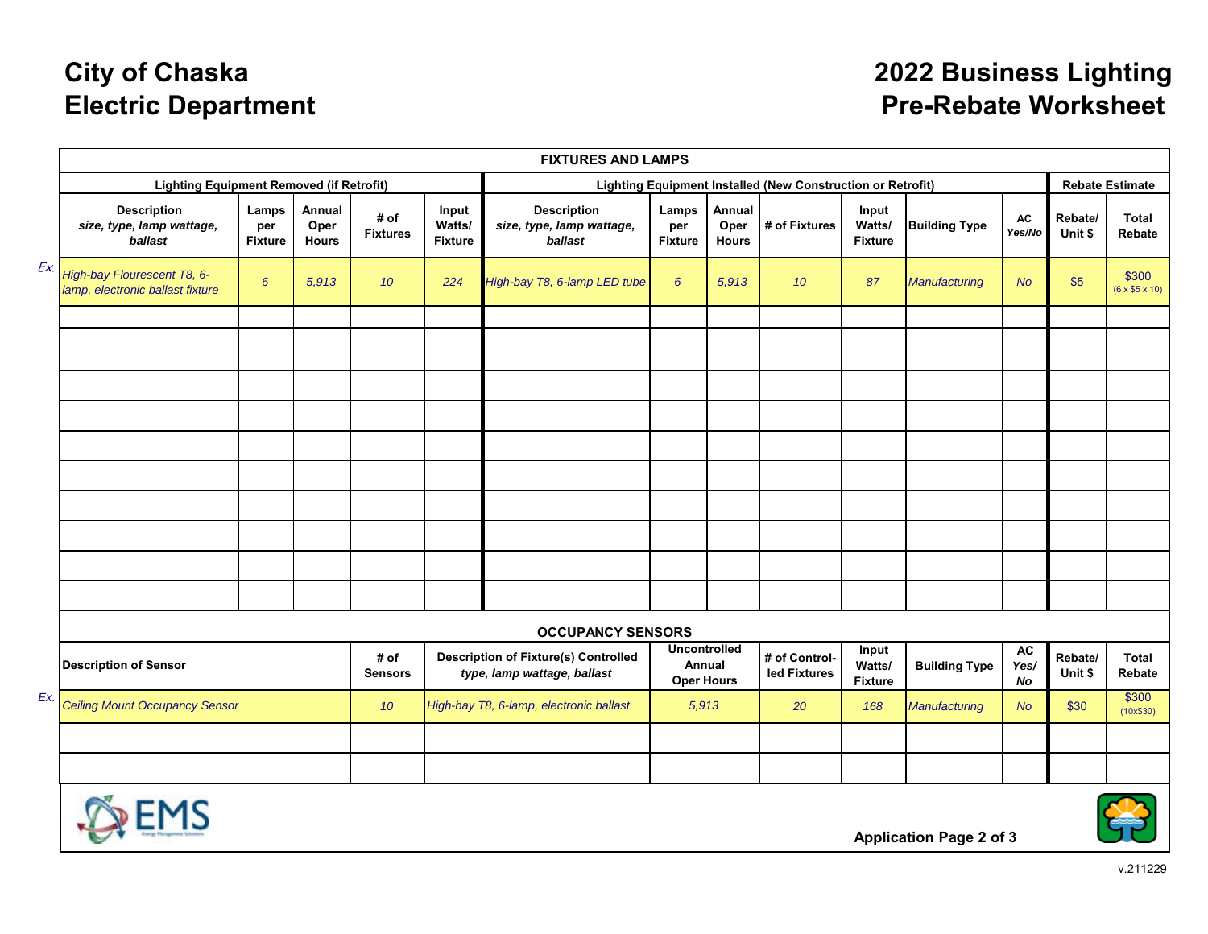# City of Chaska Electric Department

# 2022 Business Lighting Pre-Rebate Worksheet

## FIXTURES AND LAMPS

| | Lighting Equipment Removed (if Retrofit) | | | | | Lighting Equipment Installed (New Construction or Retrofit) | | | | | | | Rebate Estimate | |
|---|---|---|---|---|---|---|---|---|---|---|---|---|---|---|
| | **Description** *size, type, lamp wattage, ballast* | **Lamps per Fixture** | **Annual Oper Hours** | **# of Fixtures** | **Input Watts/ Fixture** | **Description** *size, type, lamp wattage, ballast* | **Lamps per Fixture** | **Annual Oper Hours** | **# of Fixtures** | **Input Watts/ Fixture** | **Building Type** | **AC** *Yes/No* | **Rebate/ Unit $** | **Total Rebate** |
| *Ex.* | *High-bay Flourescent T8, 6-lamp, electronic ballast fixture* | *6* | *5,913* | *10* | *224* | *High-bay T8, 6-lamp LED tube* | *6* | *5,913* | *10* | *87* | *Manufacturing* | *No* | $5 | $300 (6 x $5 x 10) |
| | | | | | | | | | | | | | | |
| | | | | | | | | | | | | | | |
| | | | | | | | | | | | | | | |
| | | | | | | | | | | | | | | |
| | | | | | | | | | | | | | | |
| | | | | | | | | | | | | | | |
| | | | | | | | | | | | | | | |
| | | | | | | | | | | | | | | |
| | | | | | | | | | | | | | | |
| | | | | | | | | | | | | | | |
| | | | | | | | | | | | | | | |

## OCCUPANCY SENSORS

| | Description of Sensor | # of Sensors | Description of Fixture(s) Controlled *type, lamp wattage, ballast* | Uncontrolled Annual Oper Hours | # of Controlled Fixtures | Input Watts/ Fixture | Building Type | AC *Yes/No* | Rebate/ Unit $ | Total Rebate |
|---|---|---|---|---|---|---|---|---|---|---|
| *Ex.* | *Ceiling Mount Occupancy Sensor* | *10* | *High-bay T8, 6-lamp, electronic ballast* | *5,913* | *20* | *168* | *Manufacturing* | *No* | $30 | $300 (10x$30) |
| | | | | | | | | | | |
| | | | | | | | | | | |

v.211229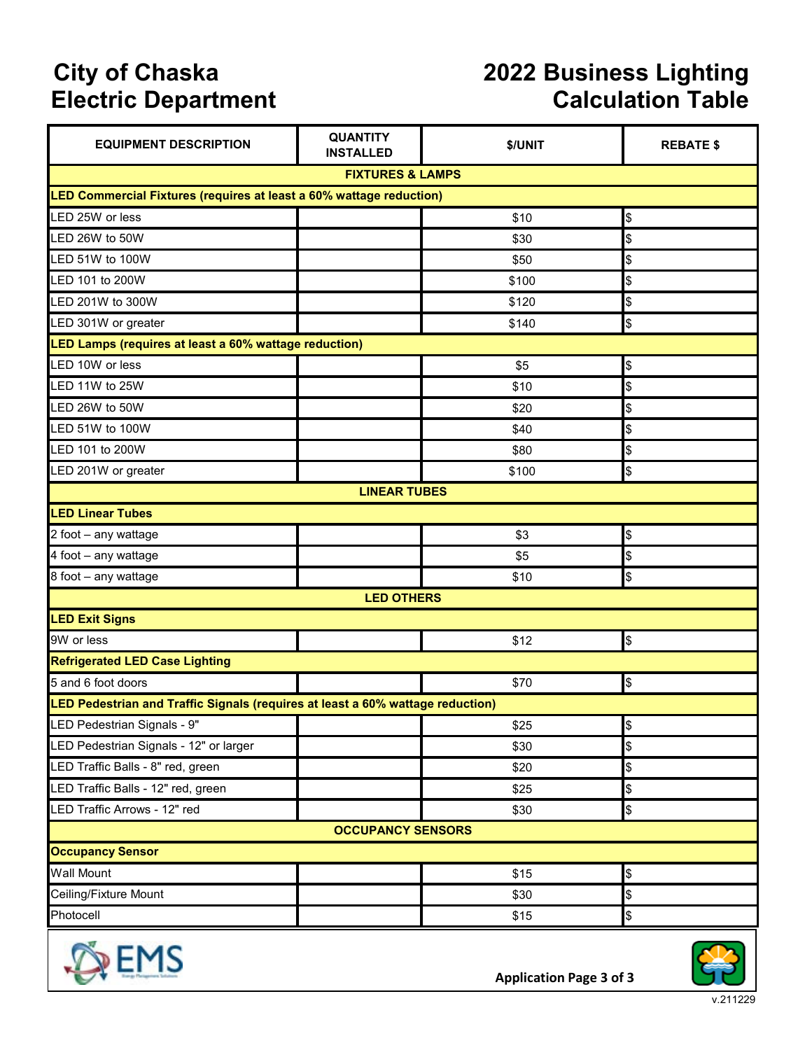# City of Chaska Electric Department

# 2022 Business Lighting Calculation Table

| EQUIPMENT DESCRIPTION | QUANTITY INSTALLED | $/UNIT | REBATE $ |
|---|---|---|---|
| **FIXTURES & LAMPS** | | | |
| **LED Commercial Fixtures (requires at least a 60% wattage reduction)** | | | |
| LED 25W or less | | $10 | $ |
| LED 26W to 50W | | $30 | $ |
| LED 51W to 100W | | $50 | $ |
| LED 101 to 200W | | $100 | $ |
| LED 201W to 300W | | $120 | $ |
| LED 301W or greater | | $140 | $ |
| **LED Lamps (requires at least a 60% wattage reduction)** | | | |
| LED 10W or less | | $5 | $ |
| LED 11W to 25W | | $10 | $ |
| LED 26W to 50W | | $20 | $ |
| LED 51W to 100W | | $40 | $ |
| LED 101 to 200W | | $80 | $ |
| LED 201W or greater | | $100 | $ |
| **LINEAR TUBES** | | | |
| **LED Linear Tubes** | | | |
| 2 foot – any wattage | | $3 | $ |
| 4 foot – any wattage | | $5 | $ |
| 8 foot – any wattage | | $10 | $ |
| **LED OTHERS** | | | |
| **LED Exit Signs** | | | |
| 9W or less | | $12 | $ |
| **Refrigerated LED Case Lighting** | | | |
| 5 and 6 foot doors | | $70 | $ |
| **LED Pedestrian and Traffic Signals (requires at least a 60% wattage reduction)** | | | |
| LED Pedestrian Signals - 9" | | $25 | $ |
| LED Pedestrian Signals - 12" or larger | | $30 | $ |
| LED Traffic Balls - 8" red, green | | $20 | $ |
| LED Traffic Balls - 12" red, green | | $25 | $ |
| LED Traffic Arrows - 12" red | | $30 | $ |
| **OCCUPANCY SENSORS** | | | |
| **Occupancy Sensor** | | | |
| Wall Mount | | $15 | $ |
| Ceiling/Fixture Mount | | $30 | $ |
| Photocell | | $15 | $ |

EMS

Application Page 3 of 3

v.211229